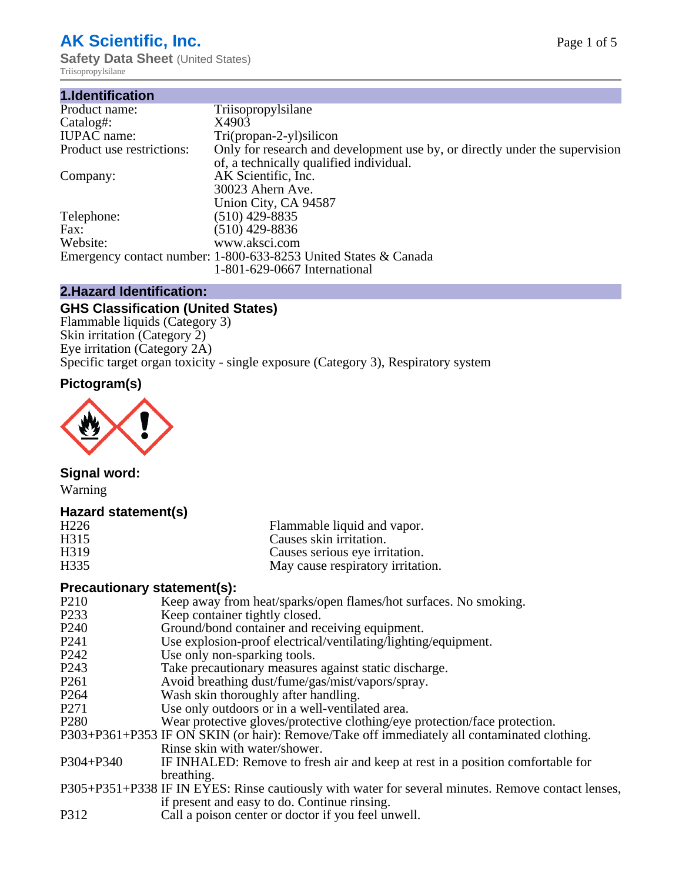# AK Scientific, Inc.

**Safety Data Sheet** (United States)

Triisopropylsilane

## 1.Identification

| | |
|---|---|
| Product name: | Triisopropylsilane |
| Catalog#: | X4903 |
| IUPAC name: | Tri(propan-2-yl)silicon |
| Product use restrictions: | Only for research and development use by, or directly under the supervision of, a technically qualified individual. |
| Company: | AK Scientific, Inc.<br>30023 Ahern Ave.<br>Union City, CA 94587 |
| Telephone: | (510) 429-8835 |
| Fax: | (510) 429-8836 |
| Website: | www.aksci.com |
| Emergency contact number: | 1-800-633-8253 United States & Canada<br>1-801-629-0667 International |

## 2.Hazard Identification:

### GHS Classification (United States)

Flammable liquids (Category 3)
Skin irritation (Category 2)
Eye irritation (Category 2A)
Specific target organ toxicity - single exposure (Category 3), Respiratory system

### Pictogram(s)

### Signal word:

Warning

### Hazard statement(s)

| | |
|---|---|
| H226 | Flammable liquid and vapor. |
| H315 | Causes skin irritation. |
| H319 | Causes serious eye irritation. |
| H335 | May cause respiratory irritation. |

### Precautionary statement(s):

| | |
|---|---|
| P210 | Keep away from heat/sparks/open flames/hot surfaces. No smoking. |
| P233 | Keep container tightly closed. |
| P240 | Ground/bond container and receiving equipment. |
| P241 | Use explosion-proof electrical/ventilating/lighting/equipment. |
| P242 | Use only non-sparking tools. |
| P243 | Take precautionary measures against static discharge. |
| P261 | Avoid breathing dust/fume/gas/mist/vapors/spray. |
| P264 | Wash skin thoroughly after handling. |
| P271 | Use only outdoors or in a well-ventilated area. |
| P280 | Wear protective gloves/protective clothing/eye protection/face protection. |
| P303+P361+P353 | IF ON SKIN (or hair): Remove/Take off immediately all contaminated clothing. Rinse skin with water/shower. |
| P304+P340 | IF INHALED: Remove to fresh air and keep at rest in a position comfortable for breathing. |
| P305+P351+P338 | IF IN EYES: Rinse cautiously with water for several minutes. Remove contact lenses, if present and easy to do. Continue rinsing. |
| P312 | Call a poison center or doctor if you feel unwell. |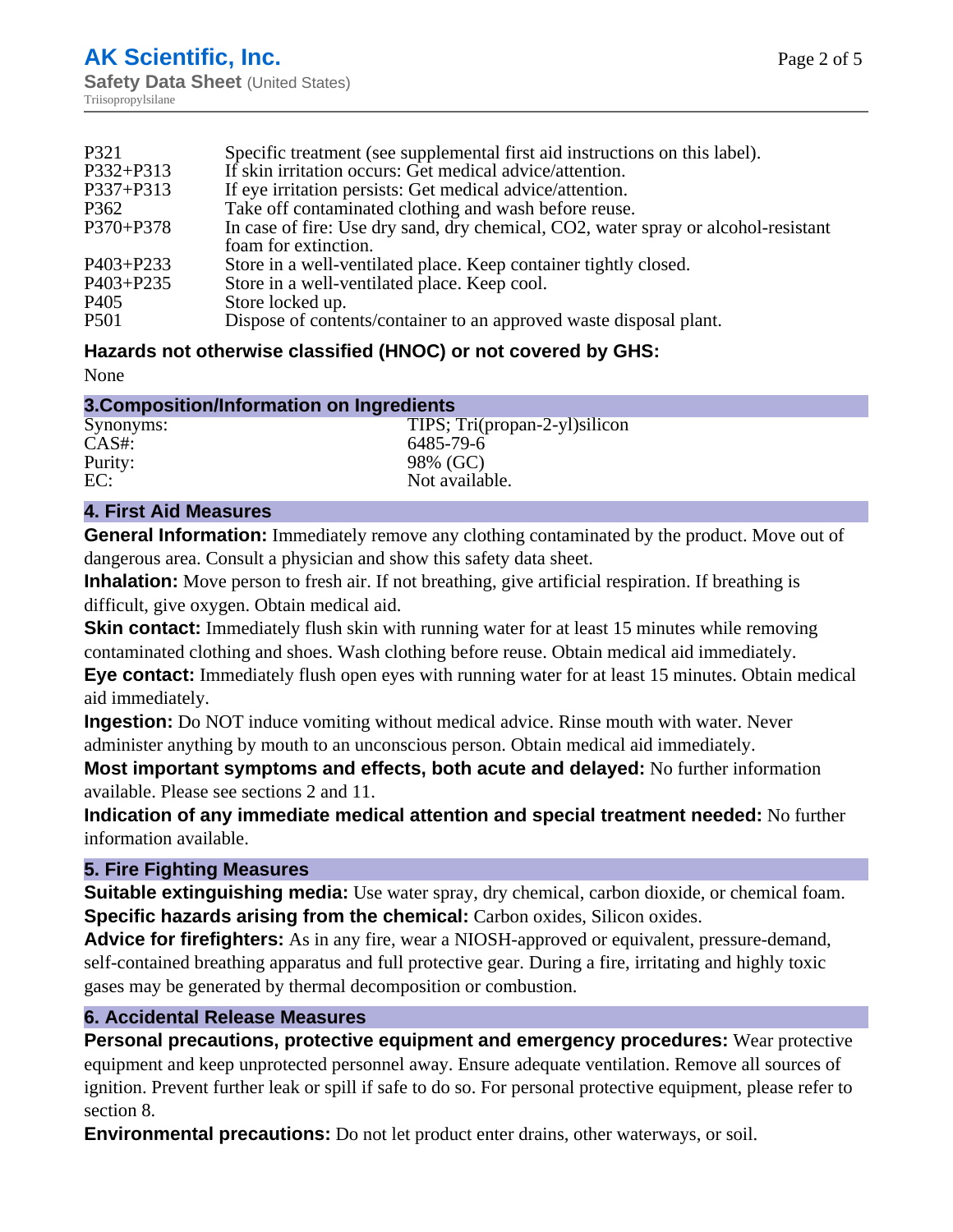| | |
|---|---|
| P321 | Specific treatment (see supplemental first aid instructions on this label). |
| P332+P313 | If skin irritation occurs: Get medical advice/attention. |
| P337+P313 | If eye irritation persists: Get medical advice/attention. |
| P362 | Take off contaminated clothing and wash before reuse. |
| P370+P378 | In case of fire: Use dry sand, dry chemical, CO2, water spray or alcohol-resistant foam for extinction. |
| P403+P233 | Store in a well-ventilated place. Keep container tightly closed. |
| P403+P235 | Store in a well-ventilated place. Keep cool. |
| P405 | Store locked up. |
| P501 | Dispose of contents/container to an approved waste disposal plant. |

### Hazards not otherwise classified (HNOC) or not covered by GHS:

None

## 3.Composition/Information on Ingredients

| | |
|---|---|
| Synonyms: | TIPS; Tri(propan-2-yl)silicon |
| CAS#: | 6485-79-6 |
| Purity: | 98% (GC) |
| EC: | Not available. |

## 4. First Aid Measures

**General Information:** Immediately remove any clothing contaminated by the product. Move out of dangerous area. Consult a physician and show this safety data sheet.

**Inhalation:** Move person to fresh air. If not breathing, give artificial respiration. If breathing is difficult, give oxygen. Obtain medical aid.

**Skin contact:** Immediately flush skin with running water for at least 15 minutes while removing contaminated clothing and shoes. Wash clothing before reuse. Obtain medical aid immediately.

**Eye contact:** Immediately flush open eyes with running water for at least 15 minutes. Obtain medical aid immediately.

**Ingestion:** Do NOT induce vomiting without medical advice. Rinse mouth with water. Never administer anything by mouth to an unconscious person. Obtain medical aid immediately.

**Most important symptoms and effects, both acute and delayed:** No further information available. Please see sections 2 and 11.

**Indication of any immediate medical attention and special treatment needed:** No further information available.

## 5. Fire Fighting Measures

**Suitable extinguishing media:** Use water spray, dry chemical, carbon dioxide, or chemical foam.

**Specific hazards arising from the chemical:** Carbon oxides, Silicon oxides.

**Advice for firefighters:** As in any fire, wear a NIOSH-approved or equivalent, pressure-demand, self-contained breathing apparatus and full protective gear. During a fire, irritating and highly toxic gases may be generated by thermal decomposition or combustion.

## 6. Accidental Release Measures

**Personal precautions, protective equipment and emergency procedures:** Wear protective equipment and keep unprotected personnel away. Ensure adequate ventilation. Remove all sources of ignition. Prevent further leak or spill if safe to do so. For personal protective equipment, please refer to section 8.

**Environmental precautions:** Do not let product enter drains, other waterways, or soil.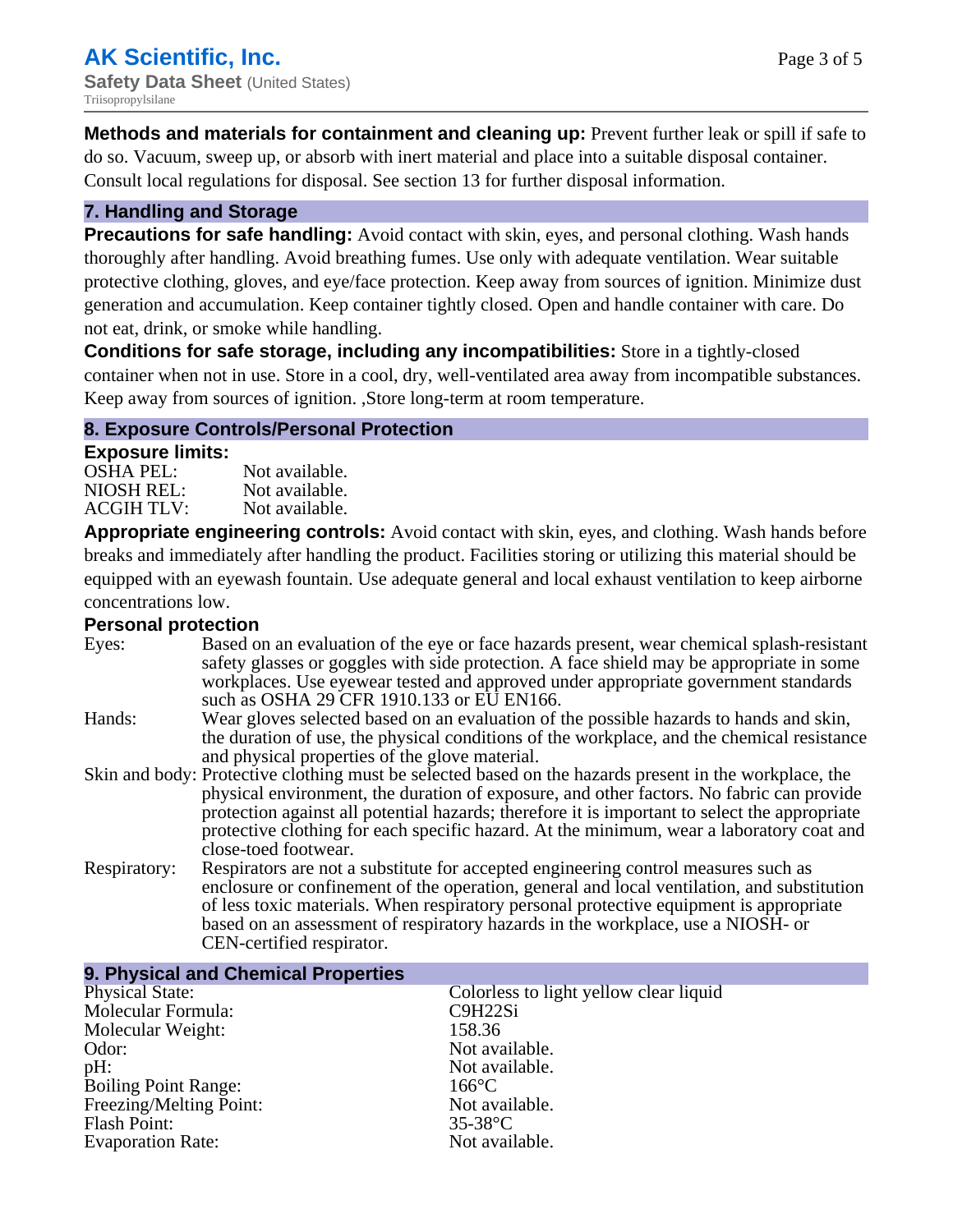**Methods and materials for containment and cleaning up:** Prevent further leak or spill if safe to do so. Vacuum, sweep up, or absorb with inert material and place into a suitable disposal container. Consult local regulations for disposal. See section 13 for further disposal information.

## 7. Handling and Storage

**Precautions for safe handling:** Avoid contact with skin, eyes, and personal clothing. Wash hands thoroughly after handling. Avoid breathing fumes. Use only with adequate ventilation. Wear suitable protective clothing, gloves, and eye/face protection. Keep away from sources of ignition. Minimize dust generation and accumulation. Keep container tightly closed. Open and handle container with care. Do not eat, drink, or smoke while handling.

**Conditions for safe storage, including any incompatibilities:** Store in a tightly-closed container when not in use. Store in a cool, dry, well-ventilated area away from incompatible substances. Keep away from sources of ignition. ,Store long-term at room temperature.

## 8. Exposure Controls/Personal Protection

**Exposure limits:**

| | |
|---|---|
| OSHA PEL: | Not available. |
| NIOSH REL: | Not available. |
| ACGIH TLV: | Not available. |

**Appropriate engineering controls:** Avoid contact with skin, eyes, and clothing. Wash hands before breaks and immediately after handling the product. Facilities storing or utilizing this material should be equipped with an eyewash fountain. Use adequate general and local exhaust ventilation to keep airborne concentrations low.

**Personal protection**

| | |
|---|---|
| Eyes: | Based on an evaluation of the eye or face hazards present, wear chemical splash-resistant safety glasses or goggles with side protection. A face shield may be appropriate in some workplaces. Use eyewear tested and approved under appropriate government standards such as OSHA 29 CFR 1910.133 or EU EN166. |
| Hands: | Wear gloves selected based on an evaluation of the possible hazards to hands and skin, the duration of use, the physical conditions of the workplace, and the chemical resistance and physical properties of the glove material. |
| Skin and body: | Protective clothing must be selected based on the hazards present in the workplace, the physical environment, the duration of exposure, and other factors. No fabric can provide protection against all potential hazards; therefore it is important to select the appropriate protective clothing for each specific hazard. At the minimum, wear a laboratory coat and close-toed footwear. |
| Respiratory: | Respirators are not a substitute for accepted engineering control measures such as enclosure or confinement of the operation, general and local ventilation, and substitution of less toxic materials. When respiratory personal protective equipment is appropriate based on an assessment of respiratory hazards in the workplace, use a NIOSH- or CEN-certified respirator. |

## 9. Physical and Chemical Properties

| | |
|---|---|
| Physical State: | Colorless to light yellow clear liquid |
| Molecular Formula: | $C_9H_{22}Si$ |
| Molecular Weight: | 158.36 |
| Odor: | Not available. |
| pH: | Not available. |
| Boiling Point Range: | 166°C |
| Freezing/Melting Point: | Not available. |
| Flash Point: | 35-38°C |
| Evaporation Rate: | Not available. |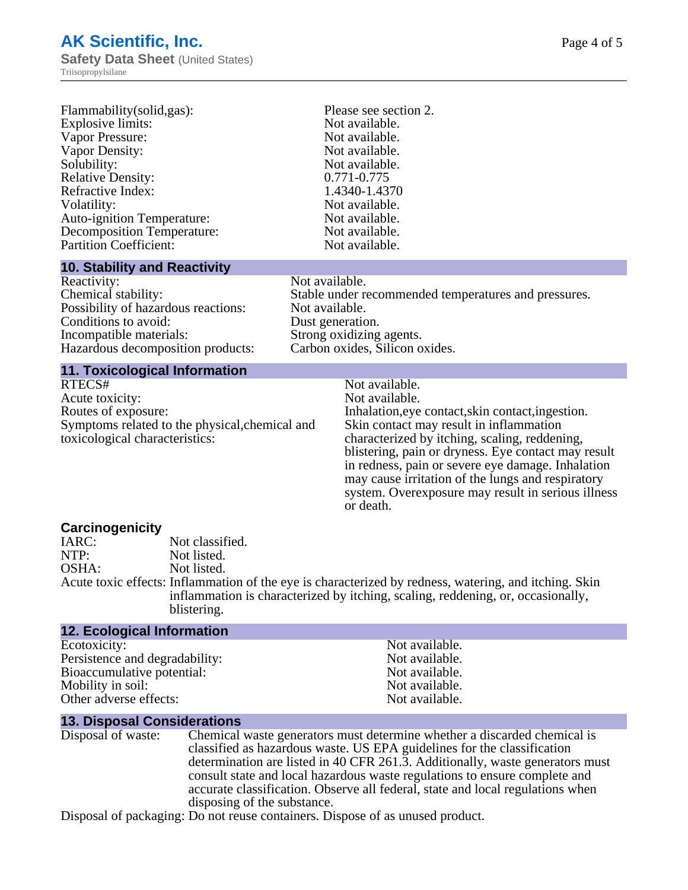| | |
|---|---|
| Flammability(solid,gas): | Please see section 2. |
| Explosive limits: | Not available. |
| Vapor Pressure: | Not available. |
| Vapor Density: | Not available. |
| Solubility: | Not available. |
| Relative Density: | 0.771-0.775 |
| Refractive Index: | 1.4340-1.4370 |
| Volatility: | Not available. |
| Auto-ignition Temperature: | Not available. |
| Decomposition Temperature: | Not available. |
| Partition Coefficient: | Not available. |

## 10. Stability and Reactivity

| | |
|---|---|
| Reactivity: | Not available. |
| Chemical stability: | Stable under recommended temperatures and pressures. |
| Possibility of hazardous reactions: | Not available. |
| Conditions to avoid: | Dust generation. |
| Incompatible materials: | Strong oxidizing agents. |
| Hazardous decomposition products: | Carbon oxides, Silicon oxides. |

## 11. Toxicological Information

| | |
|---|---|
| RTECS# | Not available. |
| Acute toxicity: | Not available. |
| Routes of exposure: | Inhalation,eye contact,skin contact,ingestion. |
| Symptoms related to the physical,chemical and toxicological characteristics: | Skin contact may result in inflammation characterized by itching, scaling, reddening, blistering, pain or dryness. Eye contact may result in redness, pain or severe eye damage. Inhalation may cause irritation of the lungs and respiratory system. Overexposure may result in serious illness or death. |

### Carcinogenicity

| | |
|---|---|
| IARC: | Not classified. |
| NTP: | Not listed. |
| OSHA: | Not listed. |
| Acute toxic effects: | Inflammation of the eye is characterized by redness, watering, and itching. Skin inflammation is characterized by itching, scaling, reddening, or, occasionally, blistering. |

## 12. Ecological Information

| | |
|---|---|
| Ecotoxicity: | Not available. |
| Persistence and degradability: | Not available. |
| Bioaccumulative potential: | Not available. |
| Mobility in soil: | Not available. |
| Other adverse effects: | Not available. |

## 13. Disposal Considerations

| | |
|---|---|
| Disposal of waste: | Chemical waste generators must determine whether a discarded chemical is classified as hazardous waste. US EPA guidelines for the classification determination are listed in 40 CFR 261.3. Additionally, waste generators must consult state and local hazardous waste regulations to ensure complete and accurate classification. Observe all federal, state and local regulations when disposing of the substance. |
| Disposal of packaging: | Do not reuse containers. Dispose of as unused product. |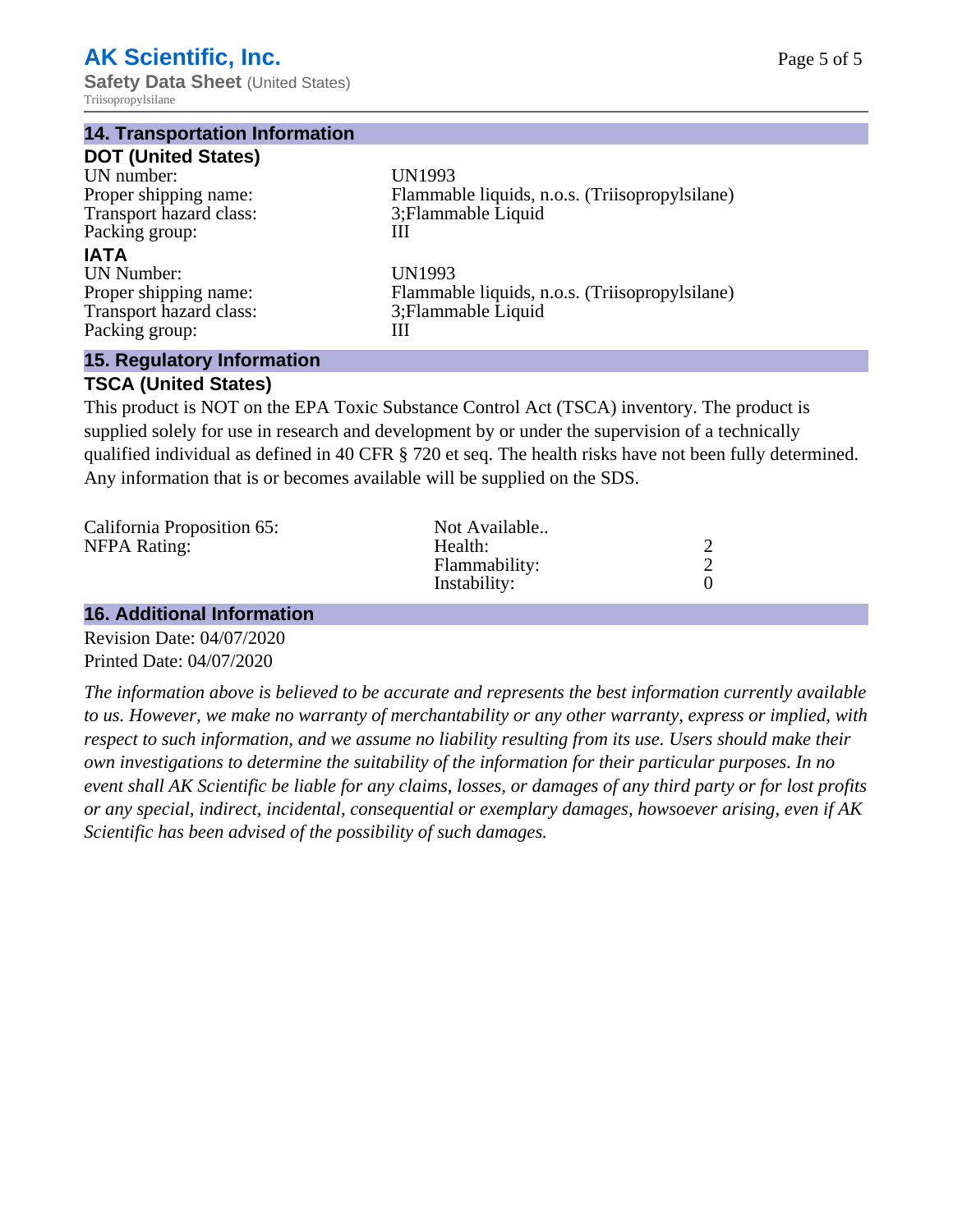## 14. Transportation Information

### DOT (United States)

| | |
|---|---|
| UN number: | UN1993 |
| Proper shipping name: | Flammable liquids, n.o.s. (Triisopropylsilane) |
| Transport hazard class: | 3;Flammable Liquid |
| Packing group: | III |

### IATA

| | |
|---|---|
| UN Number: | UN1993 |
| Proper shipping name: | Flammable liquids, n.o.s. (Triisopropylsilane) |
| Transport hazard class: | 3;Flammable Liquid |
| Packing group: | III |

## 15. Regulatory Information

### TSCA (United States)

This product is NOT on the EPA Toxic Substance Control Act (TSCA) inventory. The product is supplied solely for use in research and development by or under the supervision of a technically qualified individual as defined in 40 CFR § 720 et seq. The health risks have not been fully determined. Any information that is or becomes available will be supplied on the SDS.

| | | |
|---|---|---|
| California Proposition 65: | Not Available.. | |
| NFPA Rating: | Health: | 2 |
| | Flammability: | 2 |
| | Instability: | 0 |

## 16. Additional Information

Revision Date: 04/07/2020

Printed Date: 04/07/2020

*The information above is believed to be accurate and represents the best information currently available to us. However, we make no warranty of merchantability or any other warranty, express or implied, with respect to such information, and we assume no liability resulting from its use. Users should make their own investigations to determine the suitability of the information for their particular purposes. In no event shall AK Scientific be liable for any claims, losses, or damages of any third party or for lost profits or any special, indirect, incidental, consequential or exemplary damages, howsoever arising, even if AK Scientific has been advised of the possibility of such damages.*